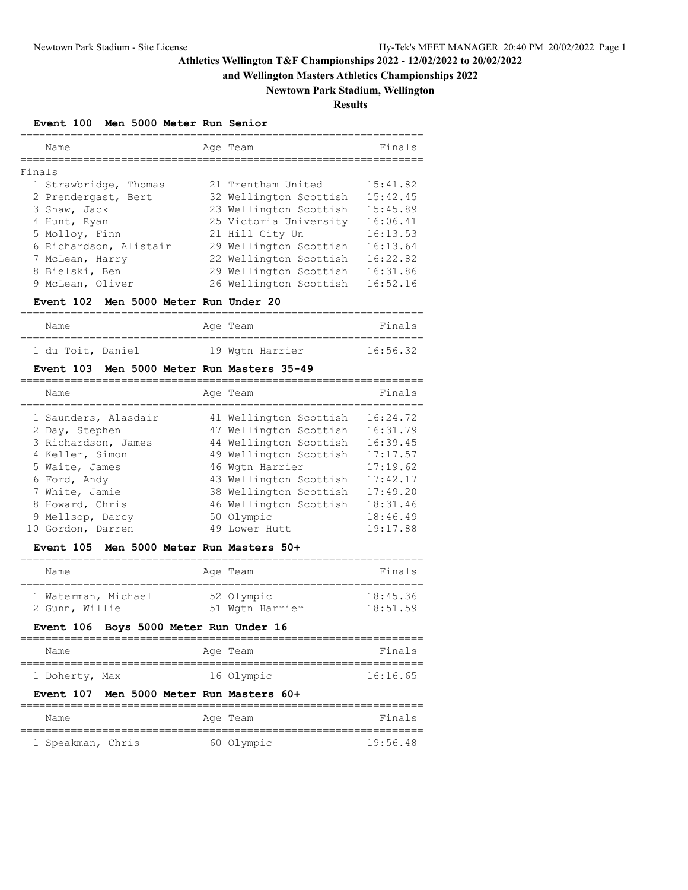# Athletics Wellington T&F Championships 2022 - 12/02/2022 to 20/02/2022

## and Wellington Masters Athletics Championships 2022

## Newtown Park Stadium, Wellington

## Results

### Event 100 Men 5000 Meter Run Senior

Finals

| | Name | Age | Team | Finals |
|---|---|---|---|---|
| 1 | Strawbridge, Thomas | 21 | Trentham United | 15:41.82 |
| 2 | Prendergast, Bert | 32 | Wellington Scottish | 15:42.45 |
| 3 | Shaw, Jack | 23 | Wellington Scottish | 15:45.89 |
| 4 | Hunt, Ryan | 25 | Victoria University | 16:06.41 |
| 5 | Molloy, Finn | 21 | Hill City Un | 16:13.53 |
| 6 | Richardson, Alistair | 29 | Wellington Scottish | 16:13.64 |
| 7 | McLean, Harry | 22 | Wellington Scottish | 16:22.82 |
| 8 | Bielski, Ben | 29 | Wellington Scottish | 16:31.86 |
| 9 | McLean, Oliver | 26 | Wellington Scottish | 16:52.16 |

### Event 102 Men 5000 Meter Run Under 20

| | Name | Age | Team | Finals |
|---|---|---|---|---|
| 1 | du Toit, Daniel | 19 | Wgtn Harrier | 16:56.32 |

### Event 103 Men 5000 Meter Run Masters 35-49

| | Name | Age | Team | Finals |
|---|---|---|---|---|
| 1 | Saunders, Alasdair | 41 | Wellington Scottish | 16:24.72 |
| 2 | Day, Stephen | 47 | Wellington Scottish | 16:31.79 |
| 3 | Richardson, James | 44 | Wellington Scottish | 16:39.45 |
| 4 | Keller, Simon | 49 | Wellington Scottish | 17:17.57 |
| 5 | Waite, James | 46 | Wgtn Harrier | 17:19.62 |
| 6 | Ford, Andy | 43 | Wellington Scottish | 17:42.17 |
| 7 | White, Jamie | 38 | Wellington Scottish | 17:49.20 |
| 8 | Howard, Chris | 46 | Wellington Scottish | 18:31.46 |
| 9 | Mellsop, Darcy | 50 | Olympic | 18:46.49 |
| 10 | Gordon, Darren | 49 | Lower Hutt | 19:17.88 |

### Event 105 Men 5000 Meter Run Masters 50+

| | Name | Age | Team | Finals |
|---|---|---|---|---|
| 1 | Waterman, Michael | 52 | Olympic | 18:45.36 |
| 2 | Gunn, Willie | 51 | Wgtn Harrier | 18:51.59 |

### Event 106 Boys 5000 Meter Run Under 16

| | Name | Age | Team | Finals |
|---|---|---|---|---|
| 1 | Doherty, Max | 16 | Olympic | 16:16.65 |

### Event 107 Men 5000 Meter Run Masters 60+

| | Name | Age | Team | Finals |
|---|---|---|---|---|
| 1 | Speakman, Chris | 60 | Olympic | 19:56.48 |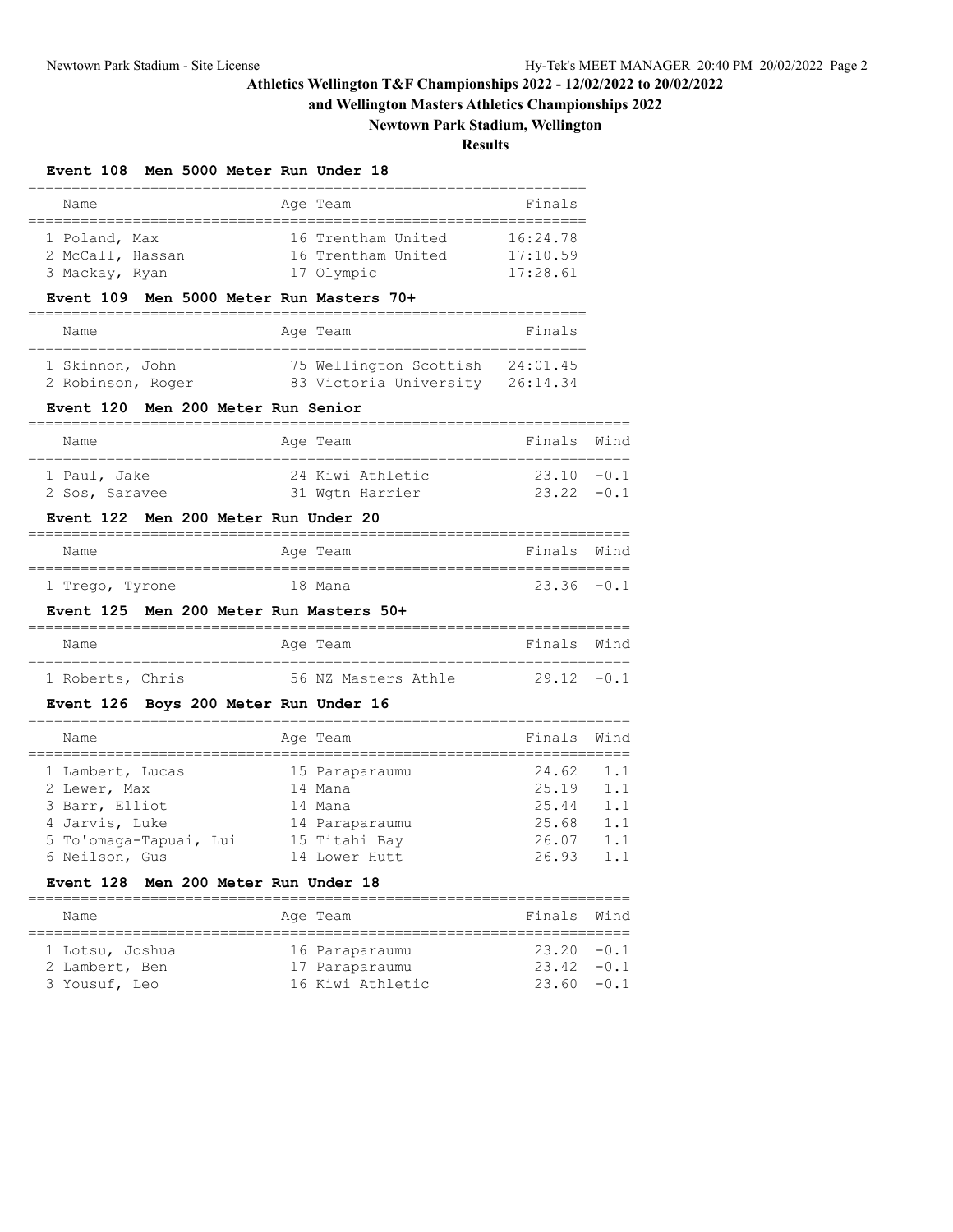# Athletics Wellington T&F Championships 2022 - 12/02/2022 to 20/02/2022

## and Wellington Masters Athletics Championships 2022

## Newtown Park Stadium, Wellington

## Results

### Event 108 Men 5000 Meter Run Under 18

| Name | Age | Team | Finals |
|---|---|---|---|
| 1 Poland, Max | 16 | Trentham United | 16:24.78 |
| 2 McCall, Hassan | 16 | Trentham United | 17:10.59 |
| 3 Mackay, Ryan | 17 | Olympic | 17:28.61 |

### Event 109 Men 5000 Meter Run Masters 70+

| Name | Age | Team | Finals |
|---|---|---|---|
| 1 Skinnon, John | 75 | Wellington Scottish | 24:01.45 |
| 2 Robinson, Roger | 83 | Victoria University | 26:14.34 |

### Event 120 Men 200 Meter Run Senior

| Name | Age | Team | Finals | Wind |
|---|---|---|---|---|
| 1 Paul, Jake | 24 | Kiwi Athletic | 23.10 | -0.1 |
| 2 Sos, Saravee | 31 | Wgtn Harrier | 23.22 | -0.1 |

### Event 122 Men 200 Meter Run Under 20

| Name | Age | Team | Finals | Wind |
|---|---|---|---|---|
| 1 Trego, Tyrone | 18 | Mana | 23.36 | -0.1 |

### Event 125 Men 200 Meter Run Masters 50+

| Name | Age | Team | Finals | Wind |
|---|---|---|---|---|
| 1 Roberts, Chris | 56 | NZ Masters Athle | 29.12 | -0.1 |

### Event 126 Boys 200 Meter Run Under 16

| Name | Age | Team | Finals | Wind |
|---|---|---|---|---|
| 1 Lambert, Lucas | 15 | Paraparaumu | 24.62 | 1.1 |
| 2 Lewer, Max | 14 | Mana | 25.19 | 1.1 |
| 3 Barr, Elliot | 14 | Mana | 25.44 | 1.1 |
| 4 Jarvis, Luke | 14 | Paraparaumu | 25.68 | 1.1 |
| 5 To'omaga-Tapuai, Lui | 15 | Titahi Bay | 26.07 | 1.1 |
| 6 Neilson, Gus | 14 | Lower Hutt | 26.93 | 1.1 |

### Event 128 Men 200 Meter Run Under 18

| Name | Age | Team | Finals | Wind |
|---|---|---|---|---|
| 1 Lotsu, Joshua | 16 | Paraparaumu | 23.20 | -0.1 |
| 2 Lambert, Ben | 17 | Paraparaumu | 23.42 | -0.1 |
| 3 Yousuf, Leo | 16 | Kiwi Athletic | 23.60 | -0.1 |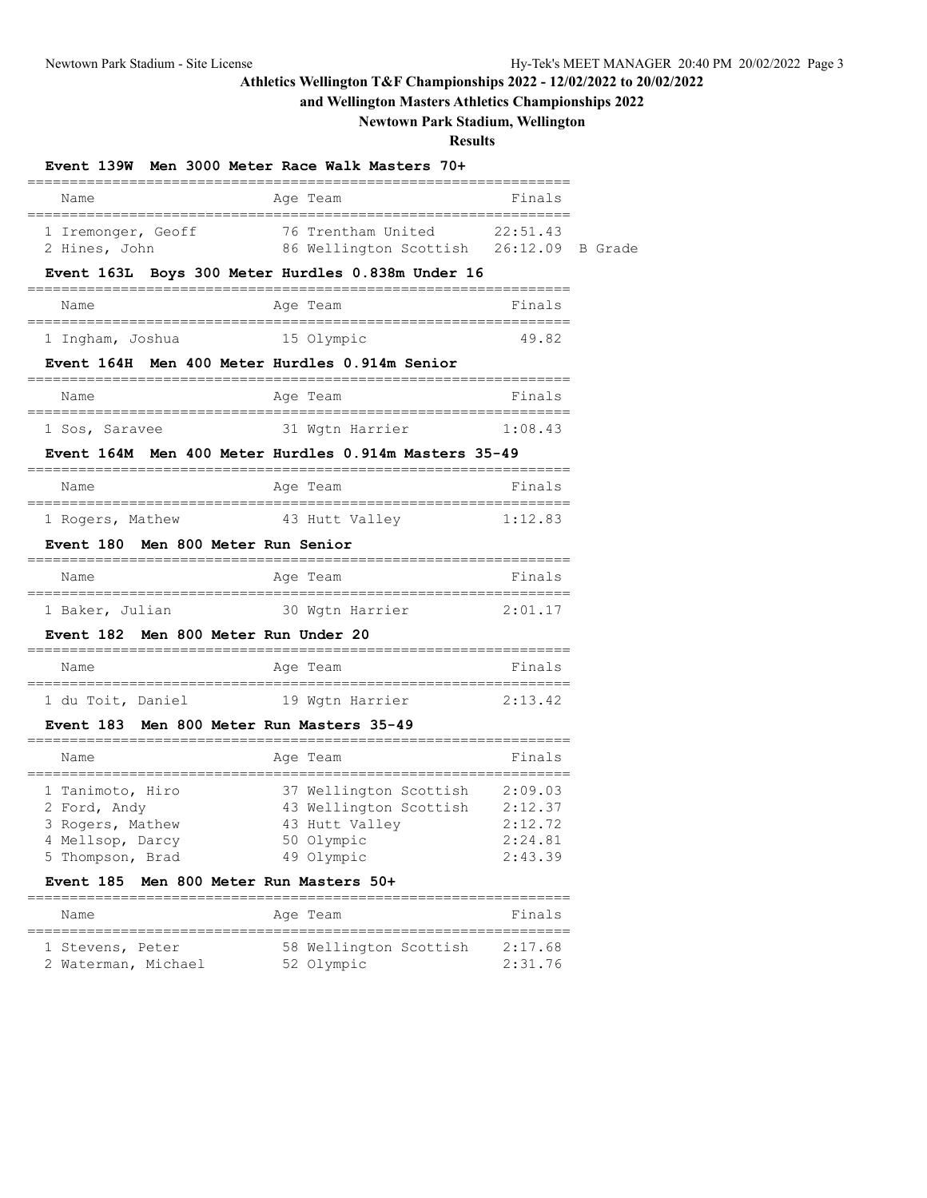# Athletics Wellington T&F Championships 2022 - 12/02/2022 to 20/02/2022

## and Wellington Masters Athletics Championships 2022

## Newtown Park Stadium, Wellington

## Results

### Event 139W Men 3000 Meter Race Walk Masters 70+

| Name | Age | Team | Finals | |
|---|---|---|---|---|
| 1 Iremonger, Geoff | 76 | Trentham United | 22:51.43 | |
| 2 Hines, John | 86 | Wellington Scottish | 26:12.09 | B Grade |

### Event 163L Boys 300 Meter Hurdles 0.838m Under 16

| Name | Age | Team | Finals |
|---|---|---|---|
| 1 Ingham, Joshua | 15 | Olympic | 49.82 |

### Event 164H Men 400 Meter Hurdles 0.914m Senior

| Name | Age | Team | Finals |
|---|---|---|---|
| 1 Sos, Saravee | 31 | Wgtn Harrier | 1:08.43 |

### Event 164M Men 400 Meter Hurdles 0.914m Masters 35-49

| Name | Age | Team | Finals |
|---|---|---|---|
| 1 Rogers, Mathew | 43 | Hutt Valley | 1:12.83 |

### Event 180 Men 800 Meter Run Senior

| Name | Age | Team | Finals |
|---|---|---|---|
| 1 Baker, Julian | 30 | Wgtn Harrier | 2:01.17 |

### Event 182 Men 800 Meter Run Under 20

| Name | Age | Team | Finals |
|---|---|---|---|
| 1 du Toit, Daniel | 19 | Wgtn Harrier | 2:13.42 |

### Event 183 Men 800 Meter Run Masters 35-49

| Name | Age | Team | Finals |
|---|---|---|---|
| 1 Tanimoto, Hiro | 37 | Wellington Scottish | 2:09.03 |
| 2 Ford, Andy | 43 | Wellington Scottish | 2:12.37 |
| 3 Rogers, Mathew | 43 | Hutt Valley | 2:12.72 |
| 4 Mellsop, Darcy | 50 | Olympic | 2:24.81 |
| 5 Thompson, Brad | 49 | Olympic | 2:43.39 |

### Event 185 Men 800 Meter Run Masters 50+

| Name | Age | Team | Finals |
|---|---|---|---|
| 1 Stevens, Peter | 58 | Wellington Scottish | 2:17.68 |
| 2 Waterman, Michael | 52 | Olympic | 2:31.76 |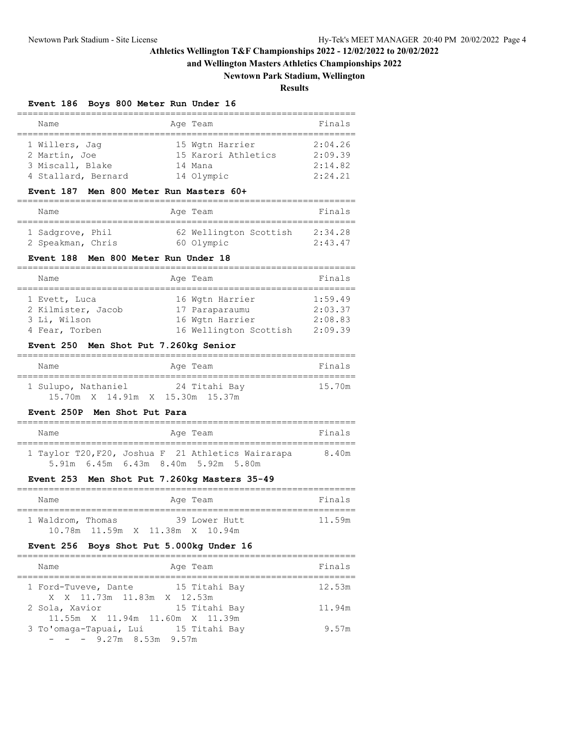# Athletics Wellington T&F Championships 2022 - 12/02/2022 to 20/02/2022

## and Wellington Masters Athletics Championships 2022

## Newtown Park Stadium, Wellington

## Results

### Event 186 Boys 800 Meter Run Under 16

| Name | Age | Team | Finals |
|---|---|---|---|
| 1 Willers, Jag | 15 | Wgtn Harrier | 2:04.26 |
| 2 Martin, Joe | 15 | Karori Athletics | 2:09.39 |
| 3 Miscall, Blake | 14 | Mana | 2:14.82 |
| 4 Stallard, Bernard | 14 | Olympic | 2:24.21 |

### Event 187 Men 800 Meter Run Masters 60+

| Name | Age | Team | Finals |
|---|---|---|---|
| 1 Sadgrove, Phil | 62 | Wellington Scottish | 2:34.28 |
| 2 Speakman, Chris | 60 | Olympic | 2:43.47 |

### Event 188 Men 800 Meter Run Under 18

| Name | Age | Team | Finals |
|---|---|---|---|
| 1 Evett, Luca | 16 | Wgtn Harrier | 1:59.49 |
| 2 Kilmister, Jacob | 17 | Paraparaumu | 2:03.37 |
| 3 Li, Wilson | 16 | Wgtn Harrier | 2:08.83 |
| 4 Fear, Torben | 16 | Wellington Scottish | 2:09.39 |

### Event 250 Men Shot Put 7.260kg Senior

| Name | Age | Team | Finals |
|---|---|---|---|
| 1 Sulupo, Nathaniel | 24 | Titahi Bay | 15.70m |
| 15.70m X 14.91m X 15.30m 15.37m | | | |

### Event 250P Men Shot Put Para

| Name | Age | Team | Finals |
|---|---|---|---|
| 1 Taylor T20,F20, Joshua F | 21 | Athletics Wairarapa | 8.40m |
| 5.91m 6.45m 6.43m 8.40m 5.92m 5.80m | | | |

### Event 253 Men Shot Put 7.260kg Masters 35-49

| Name | Age | Team | Finals |
|---|---|---|---|
| 1 Waldrom, Thomas | 39 | Lower Hutt | 11.59m |
| 10.78m 11.59m X 11.38m X 10.94m | | | |

### Event 256 Boys Shot Put 5.000kg Under 16

| Name | Age | Team | Finals |
|---|---|---|---|
| 1 Ford-Tuveve, Dante | 15 | Titahi Bay | 12.53m |
| X X 11.73m 11.83m X 12.53m | | | |
| 2 Sola, Xavior | 15 | Titahi Bay | 11.94m |
| 11.55m X 11.94m 11.60m X 11.39m | | | |
| 3 To'omaga-Tapuai, Lui | 15 | Titahi Bay | 9.57m |
| - - - 9.27m 8.53m 9.57m | | | |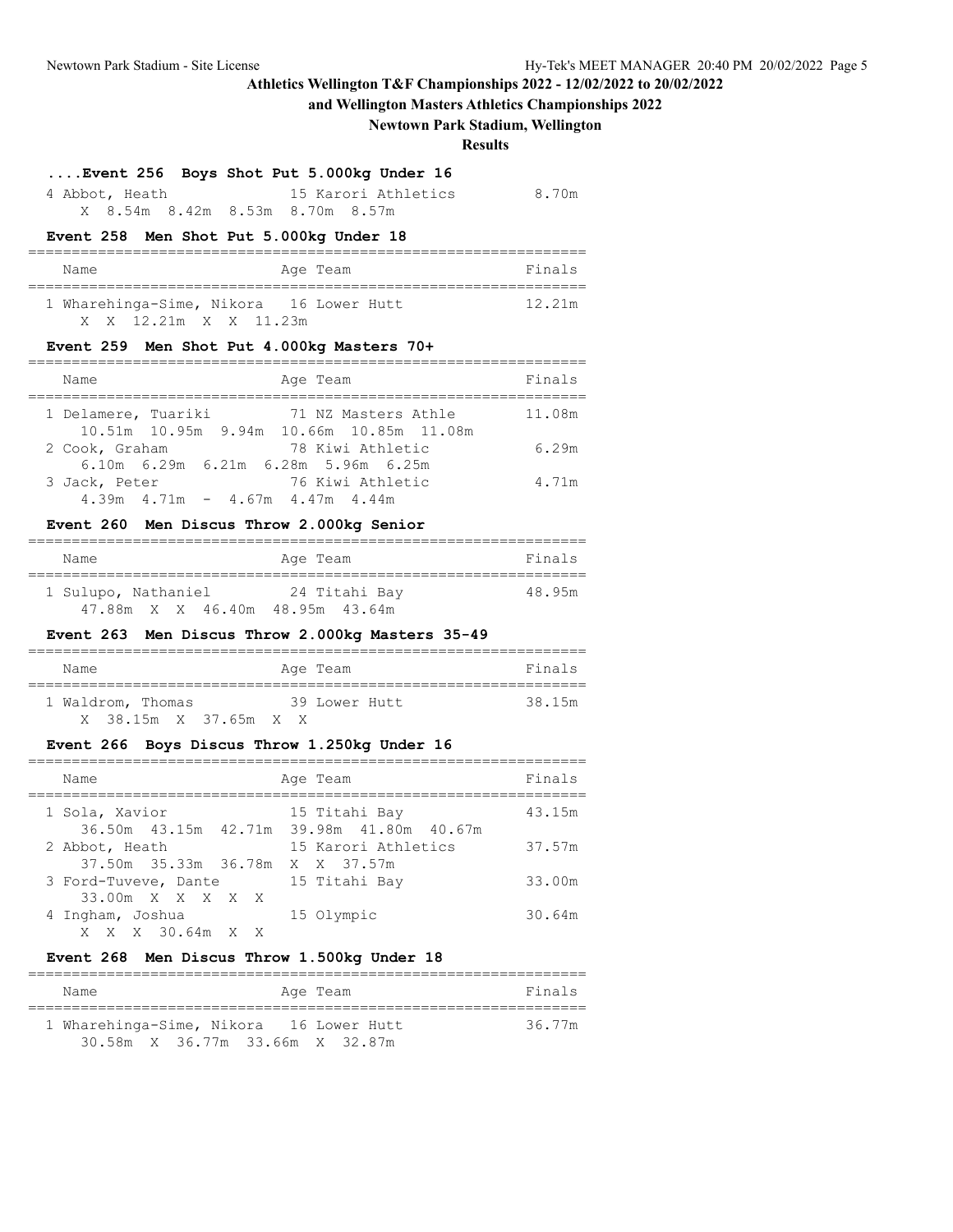# Athletics Wellington T&F Championships 2022 - 12/02/2022 to 20/02/2022
## and Wellington Masters Athletics Championships 2022
### Newtown Park Stadium, Wellington
### Results

#### ....Event 256 Boys Shot Put 5.000kg Under 16

| Name | Age | Team | Finals |
|---|---|---|---|
| 4 Abbot, Heath | 15 | Karori Athletics | 8.70m |
| X 8.54m 8.42m 8.53m 8.70m 8.57m | | | |

#### Event 258 Men Shot Put 5.000kg Under 18

| Name | Age | Team | Finals |
|---|---|---|---|
| 1 Wharehinga-Sime, Nikora | 16 | Lower Hutt | 12.21m |
| X X 12.21m X X 11.23m | | | |

#### Event 259 Men Shot Put 4.000kg Masters 70+

| Name | Age | Team | Finals |
|---|---|---|---|
| 1 Delamere, Tuariki | 71 | NZ Masters Athle | 11.08m |
| 10.51m 10.95m 9.94m 10.66m 10.85m 11.08m | | | |
| 2 Cook, Graham | 78 | Kiwi Athletic | 6.29m |
| 6.10m 6.29m 6.21m 6.28m 5.96m 6.25m | | | |
| 3 Jack, Peter | 76 | Kiwi Athletic | 4.71m |
| 4.39m 4.71m - 4.67m 4.47m 4.44m | | | |

#### Event 260 Men Discus Throw 2.000kg Senior

| Name | Age | Team | Finals |
|---|---|---|---|
| 1 Sulupo, Nathaniel | 24 | Titahi Bay | 48.95m |
| 47.88m X X 46.40m 48.95m 43.64m | | | |

#### Event 263 Men Discus Throw 2.000kg Masters 35-49

| Name | Age | Team | Finals |
|---|---|---|---|
| 1 Waldrom, Thomas | 39 | Lower Hutt | 38.15m |
| X 38.15m X 37.65m X X | | | |

#### Event 266 Boys Discus Throw 1.250kg Under 16

| Name | Age | Team | Finals |
|---|---|---|---|
| 1 Sola, Xavior | 15 | Titahi Bay | 43.15m |
| 36.50m 43.15m 42.71m 39.98m 41.80m 40.67m | | | |
| 2 Abbot, Heath | 15 | Karori Athletics | 37.57m |
| 37.50m 35.33m 36.78m X X 37.57m | | | |
| 3 Ford-Tuveve, Dante | 15 | Titahi Bay | 33.00m |
| 33.00m X X X X X | | | |
| 4 Ingham, Joshua | 15 | Olympic | 30.64m |
| X X X 30.64m X X | | | |

#### Event 268 Men Discus Throw 1.500kg Under 18

| Name | Age | Team | Finals |
|---|---|---|---|
| 1 Wharehinga-Sime, Nikora | 16 | Lower Hutt | 36.77m |
| 30.58m X 36.77m 33.66m X 32.87m | | | |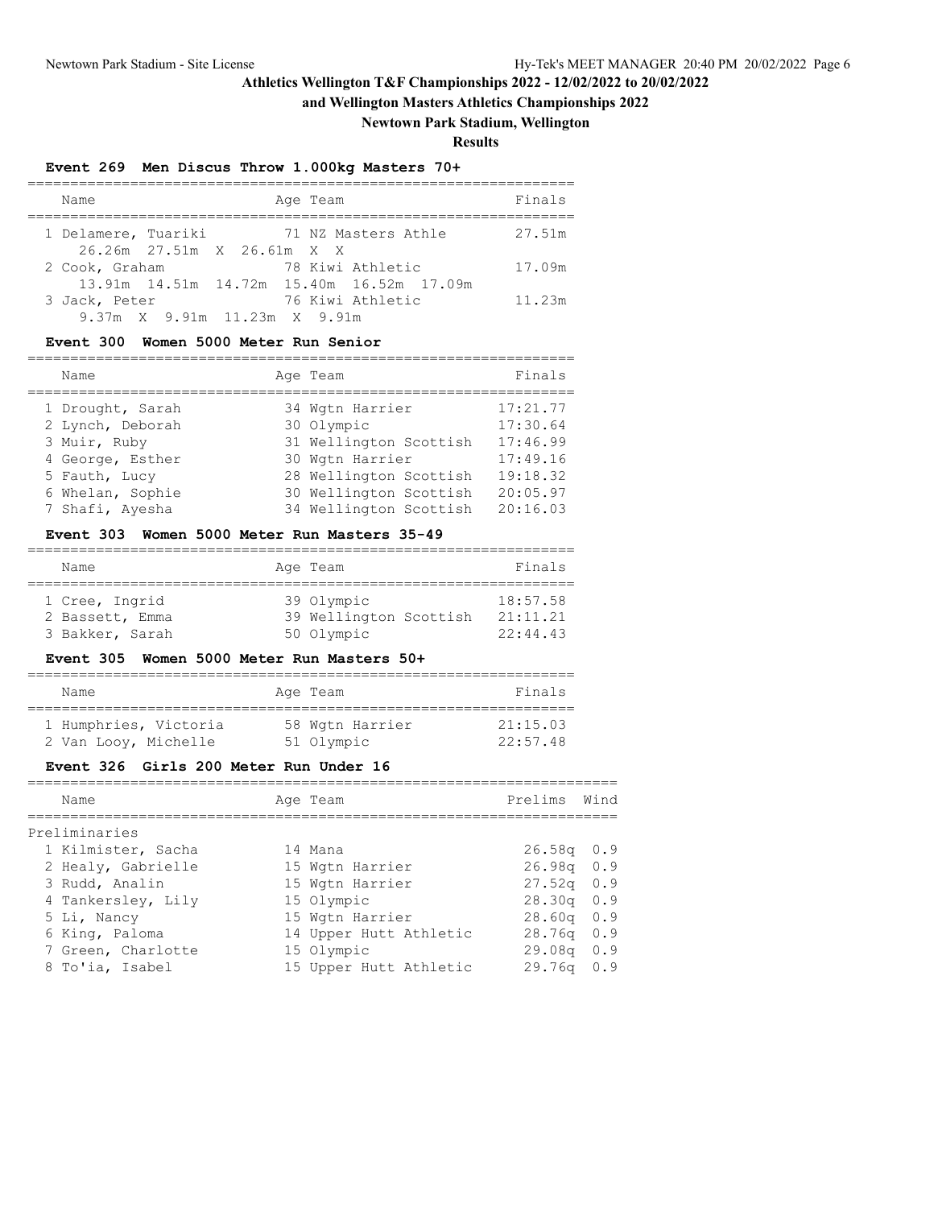**Athletics Wellington T&F Championships 2022 - 12/02/2022 to 20/02/2022**

**and Wellington Masters Athletics Championships 2022**

**Newtown Park Stadium, Wellington**

**Results**

### Event 269 Men Discus Throw 1.000kg Masters 70+

| Name | Age | Team | Finals |
|---|---|---|---|
| 1 Delamere, Tuariki | 71 | NZ Masters Athle | 27.51m |
| 26.26m 27.51m X 26.61m X X | | | |
| 2 Cook, Graham | 78 | Kiwi Athletic | 17.09m |
| 13.91m 14.51m 14.72m 15.40m 16.52m 17.09m | | | |
| 3 Jack, Peter | 76 | Kiwi Athletic | 11.23m |
| 9.37m X 9.91m 11.23m X 9.91m | | | |

### Event 300 Women 5000 Meter Run Senior

| Name | Age | Team | Finals |
|---|---|---|---|
| 1 Drought, Sarah | 34 | Wgtn Harrier | 17:21.77 |
| 2 Lynch, Deborah | 30 | Olympic | 17:30.64 |
| 3 Muir, Ruby | 31 | Wellington Scottish | 17:46.99 |
| 4 George, Esther | 30 | Wgtn Harrier | 17:49.16 |
| 5 Fauth, Lucy | 28 | Wellington Scottish | 19:18.32 |
| 6 Whelan, Sophie | 30 | Wellington Scottish | 20:05.97 |
| 7 Shafi, Ayesha | 34 | Wellington Scottish | 20:16.03 |

### Event 303 Women 5000 Meter Run Masters 35-49

| Name | Age | Team | Finals |
|---|---|---|---|
| 1 Cree, Ingrid | 39 | Olympic | 18:57.58 |
| 2 Bassett, Emma | 39 | Wellington Scottish | 21:11.21 |
| 3 Bakker, Sarah | 50 | Olympic | 22:44.43 |

### Event 305 Women 5000 Meter Run Masters 50+

| Name | Age | Team | Finals |
|---|---|---|---|
| 1 Humphries, Victoria | 58 | Wgtn Harrier | 21:15.03 |
| 2 Van Looy, Michelle | 51 | Olympic | 22:57.48 |

### Event 326 Girls 200 Meter Run Under 16

| Name | Age | Team | Prelims | Wind |
|---|---|---|---|---|
| **Preliminaries** | | | | |
| 1 Kilmister, Sacha | 14 | Mana | 26.58q | 0.9 |
| 2 Healy, Gabrielle | 15 | Wgtn Harrier | 26.98q | 0.9 |
| 3 Rudd, Analin | 15 | Wgtn Harrier | 27.52q | 0.9 |
| 4 Tankersley, Lily | 15 | Olympic | 28.30q | 0.9 |
| 5 Li, Nancy | 15 | Wgtn Harrier | 28.60q | 0.9 |
| 6 King, Paloma | 14 | Upper Hutt Athletic | 28.76q | 0.9 |
| 7 Green, Charlotte | 15 | Olympic | 29.08q | 0.9 |
| 8 To'ia, Isabel | 15 | Upper Hutt Athletic | 29.76q | 0.9 |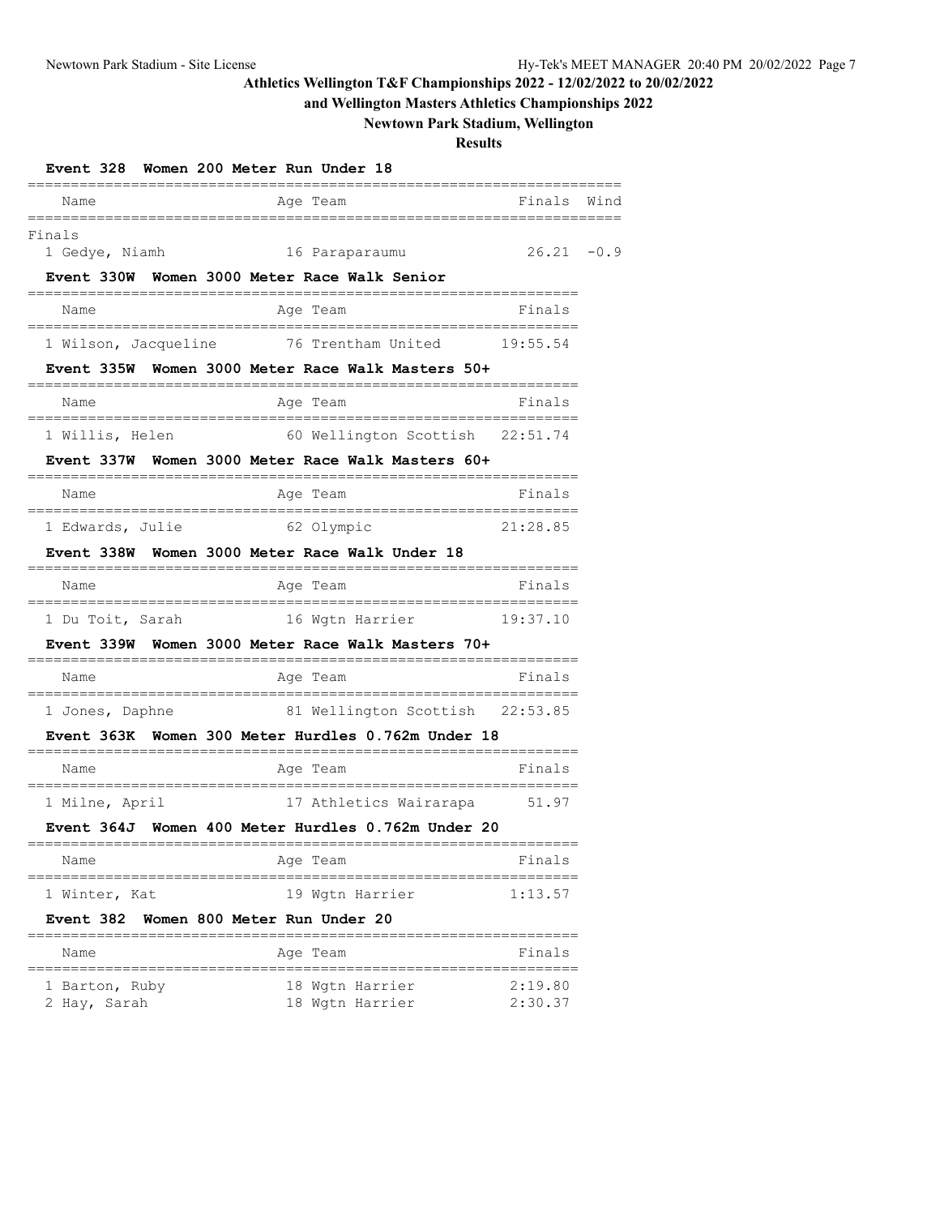# Athletics Wellington T&F Championships 2022 - 12/02/2022 to 20/02/2022

## and Wellington Masters Athletics Championships 2022

## Newtown Park Stadium, Wellington

## Results

### Event 328 Women 200 Meter Run Under 18

**Finals**

| | Name | Age | Team | Finals | Wind |
|---|---|---|---|---|---|
| 1 | Gedye, Niamh | 16 | Paraparaumu | 26.21 | -0.9 |

### Event 330W Women 3000 Meter Race Walk Senior

| | Name | Age | Team | Finals |
|---|---|---|---|---|
| 1 | Wilson, Jacqueline | 76 | Trentham United | 19:55.54 |

### Event 335W Women 3000 Meter Race Walk Masters 50+

| | Name | Age | Team | Finals |
|---|---|---|---|---|
| 1 | Willis, Helen | 60 | Wellington Scottish | 22:51.74 |

### Event 337W Women 3000 Meter Race Walk Masters 60+

| | Name | Age | Team | Finals |
|---|---|---|---|---|
| 1 | Edwards, Julie | 62 | Olympic | 21:28.85 |

### Event 338W Women 3000 Meter Race Walk Under 18

| | Name | Age | Team | Finals |
|---|---|---|---|---|
| 1 | Du Toit, Sarah | 16 | Wgtn Harrier | 19:37.10 |

### Event 339W Women 3000 Meter Race Walk Masters 70+

| | Name | Age | Team | Finals |
|---|---|---|---|---|
| 1 | Jones, Daphne | 81 | Wellington Scottish | 22:53.85 |

### Event 363K Women 300 Meter Hurdles 0.762m Under 18

| | Name | Age | Team | Finals |
|---|---|---|---|---|
| 1 | Milne, April | 17 | Athletics Wairarapa | 51.97 |

### Event 364J Women 400 Meter Hurdles 0.762m Under 20

| | Name | Age | Team | Finals |
|---|---|---|---|---|
| 1 | Winter, Kat | 19 | Wgtn Harrier | 1:13.57 |

### Event 382 Women 800 Meter Run Under 20

| | Name | Age | Team | Finals |
|---|---|---|---|---|
| 1 | Barton, Ruby | 18 | Wgtn Harrier | 2:19.80 |
| 2 | Hay, Sarah | 18 | Wgtn Harrier | 2:30.37 |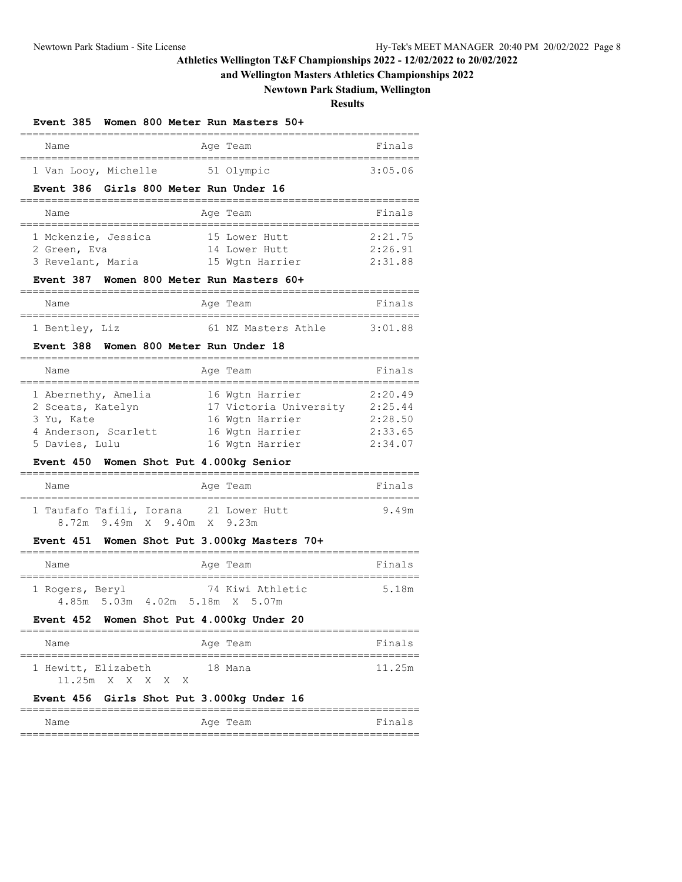# Athletics Wellington T&F Championships 2022 - 12/02/2022 to 20/02/2022

## and Wellington Masters Athletics Championships 2022

## Newtown Park Stadium, Wellington

## Results

### Event 385 Women 800 Meter Run Masters 50+

| Name | Age | Team | Finals |
|---|---|---|---|
| 1 Van Looy, Michelle | 51 | Olympic | 3:05.06 |

### Event 386 Girls 800 Meter Run Under 16

| Name | Age | Team | Finals |
|---|---|---|---|
| 1 Mckenzie, Jessica | 15 | Lower Hutt | 2:21.75 |
| 2 Green, Eva | 14 | Lower Hutt | 2:26.91 |
| 3 Revelant, Maria | 15 | Wgtn Harrier | 2:31.88 |

### Event 387 Women 800 Meter Run Masters 60+

| Name | Age | Team | Finals |
|---|---|---|---|
| 1 Bentley, Liz | 61 | NZ Masters Athle | 3:01.88 |

### Event 388 Women 800 Meter Run Under 18

| Name | Age | Team | Finals |
|---|---|---|---|
| 1 Abernethy, Amelia | 16 | Wgtn Harrier | 2:20.49 |
| 2 Sceats, Katelyn | 17 | Victoria University | 2:25.44 |
| 3 Yu, Kate | 16 | Wgtn Harrier | 2:28.50 |
| 4 Anderson, Scarlett | 16 | Wgtn Harrier | 2:33.65 |
| 5 Davies, Lulu | 16 | Wgtn Harrier | 2:34.07 |

### Event 450 Women Shot Put 4.000kg Senior

| Name | Age | Team | Finals |
|---|---|---|---|
| 1 Taufafo Tafili, Iorana | 21 | Lower Hutt | 9.49m |
| 8.72m 9.49m X 9.40m X 9.23m | | | |

### Event 451 Women Shot Put 3.000kg Masters 70+

| Name | Age | Team | Finals |
|---|---|---|---|
| 1 Rogers, Beryl | 74 | Kiwi Athletic | 5.18m |
| 4.85m 5.03m 4.02m 5.18m X 5.07m | | | |

### Event 452 Women Shot Put 4.000kg Under 20

| Name | Age | Team | Finals |
|---|---|---|---|
| 1 Hewitt, Elizabeth | 18 | Mana | 11.25m |
| 11.25m X X X X X | | | |

### Event 456 Girls Shot Put 3.000kg Under 16

| Name | Age | Team | Finals |
|---|---|---|---|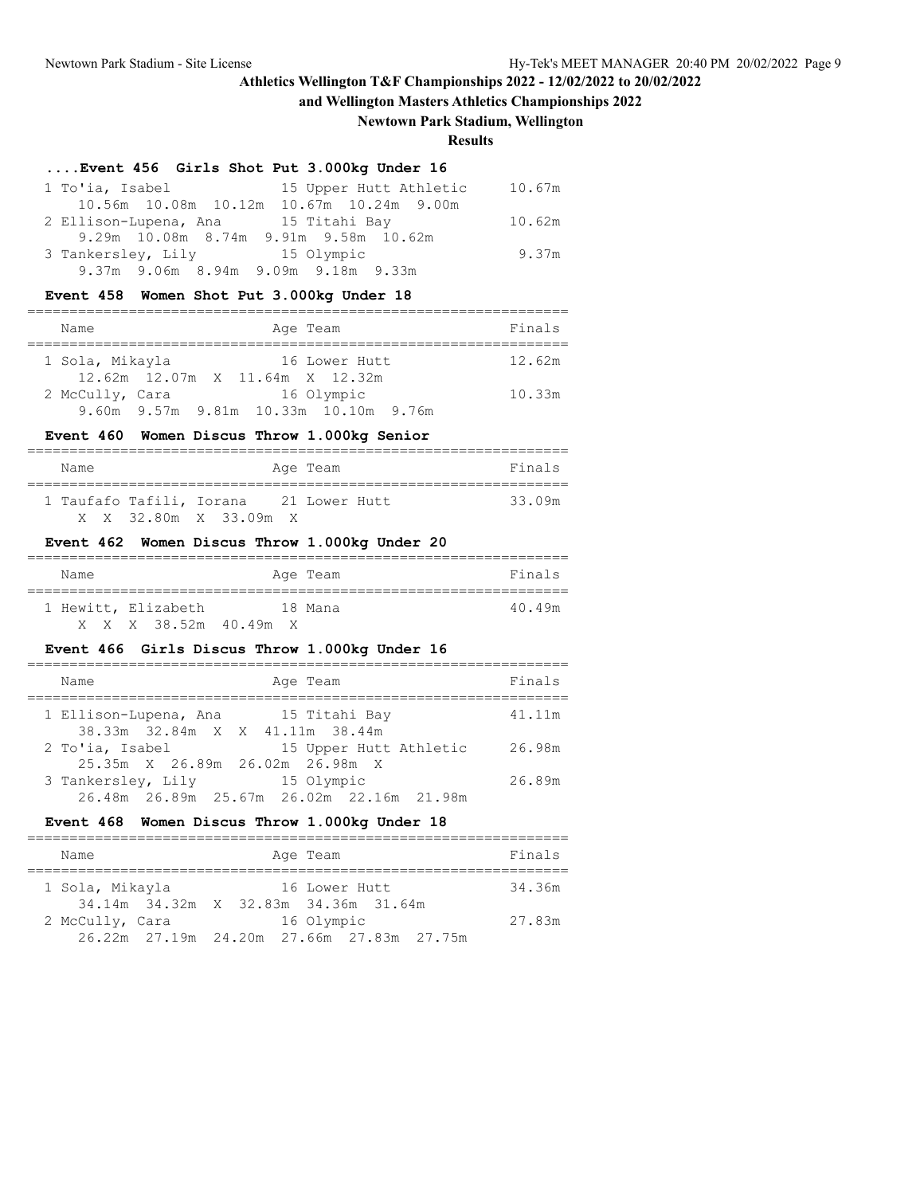# Athletics Wellington T&F Championships 2022 - 12/02/2022 to 20/02/2022

## and Wellington Masters Athletics Championships 2022

## Newtown Park Stadium, Wellington

## Results

### ....Event 456 Girls Shot Put 3.000kg Under 16

| Name | Age | Team | Finals |
|---|---|---|---|
| 1 To'ia, Isabel | 15 | Upper Hutt Athletic | 10.67m |
| 10.56m 10.08m 10.12m 10.67m 10.24m 9.00m | | | |
| 2 Ellison-Lupena, Ana | 15 | Titahi Bay | 10.62m |
| 9.29m 10.08m 8.74m 9.91m 9.58m 10.62m | | | |
| 3 Tankersley, Lily | 15 | Olympic | 9.37m |
| 9.37m 9.06m 8.94m 9.09m 9.18m 9.33m | | | |

### Event 458 Women Shot Put 3.000kg Under 18

| Name | Age | Team | Finals |
|---|---|---|---|
| 1 Sola, Mikayla | 16 | Lower Hutt | 12.62m |
| 12.62m 12.07m X 11.64m X 12.32m | | | |
| 2 McCully, Cara | 16 | Olympic | 10.33m |
| 9.60m 9.57m 9.81m 10.33m 10.10m 9.76m | | | |

### Event 460 Women Discus Throw 1.000kg Senior

| Name | Age | Team | Finals |
|---|---|---|---|
| 1 Taufafo Tafili, Iorana | 21 | Lower Hutt | 33.09m |
| X X 32.80m X 33.09m X | | | |

### Event 462 Women Discus Throw 1.000kg Under 20

| Name | Age | Team | Finals |
|---|---|---|---|
| 1 Hewitt, Elizabeth | 18 | Mana | 40.49m |
| X X X 38.52m 40.49m X | | | |

### Event 466 Girls Discus Throw 1.000kg Under 16

| Name | Age | Team | Finals |
|---|---|---|---|
| 1 Ellison-Lupena, Ana | 15 | Titahi Bay | 41.11m |
| 38.33m 32.84m X X 41.11m 38.44m | | | |
| 2 To'ia, Isabel | 15 | Upper Hutt Athletic | 26.98m |
| 25.35m X 26.89m 26.02m 26.98m X | | | |
| 3 Tankersley, Lily | 15 | Olympic | 26.89m |
| 26.48m 26.89m 25.67m 26.02m 22.16m 21.98m | | | |

### Event 468 Women Discus Throw 1.000kg Under 18

| Name | Age | Team | Finals |
|---|---|---|---|
| 1 Sola, Mikayla | 16 | Lower Hutt | 34.36m |
| 34.14m 34.32m X 32.83m 34.36m 31.64m | | | |
| 2 McCully, Cara | 16 | Olympic | 27.83m |
| 26.22m 27.19m 24.20m 27.66m 27.83m 27.75m | | | |